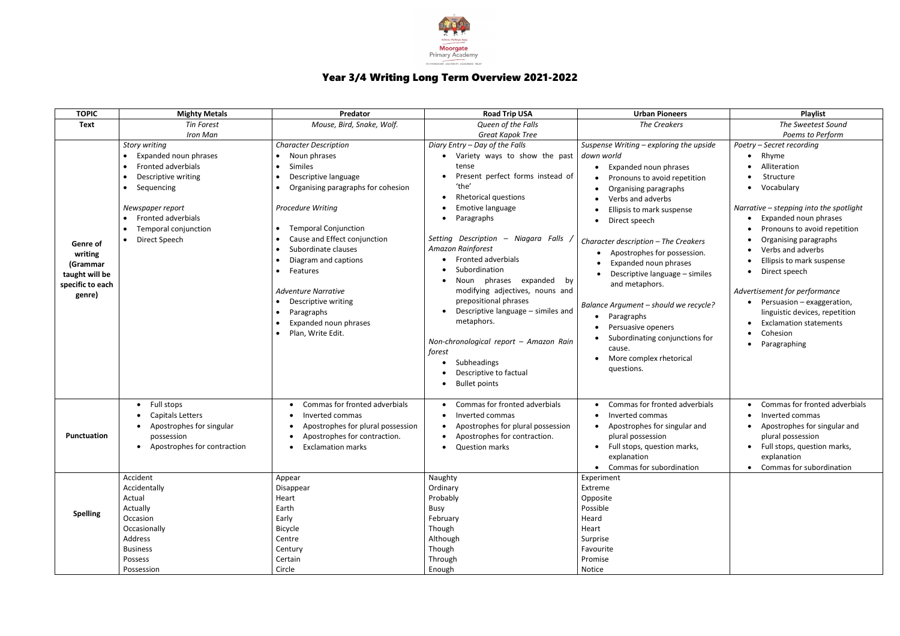Moorgate Primary Academy

# Year 3/4 Writing Long Term Overview 2021-2022

| TOPIC | Mighty Metals | Predator | Road Trip USA | Urban Pioneers | Playlist |
|---|---|---|---|---|---|
| **Text** | *Tin Forest*<br>*Iron Man* | *Mouse, Bird, Snake, Wolf.* | *Queen of the Falls*<br>*Great Kapok Tree* | *The Creakers* | *The Sweetest Sound*<br>*Poems to Perform* |
| **Genre of writing (Grammar taught will be specific to each genre)** | *Story writing*<br>• Expanded noun phrases<br>• Fronted adverbials<br>• Descriptive writing<br>• Sequencing<br><br>*Newspaper report*<br>• Fronted adverbials<br>• Temporal conjunction<br>• Direct Speech | *Character Description*<br>• Noun phrases<br>• Similes<br>• Descriptive language<br>• Organising paragraphs for cohesion<br><br>*Procedure Writing*<br><br>• Temporal Conjunction<br>• Cause and Effect conjunction<br>• Subordinate clauses<br>• Diagram and captions<br>• Features<br><br>*Adventure Narrative*<br>• Descriptive writing<br>• Paragraphs<br>• Expanded noun phrases<br>• Plan, Write Edit. | *Diary Entry – Day of the Falls*<br>• Variety ways to show the past tense<br>• Present perfect forms instead of 'the'<br>• Rhetorical questions<br>• Emotive language<br>• Paragraphs<br><br>*Setting Description – Niagara Falls / Amazon Rainforest*<br>• Fronted adverbials<br>• Subordination<br>• Noun phrases expanded by modifying adjectives, nouns and prepositional phrases<br>• Descriptive language – similes and metaphors.<br><br>*Non-chronological report – Amazon Rain forest*<br>• Subheadings<br>• Descriptive to factual<br>• Bullet points | *Suspense Writing – exploring the upside down world*<br>• Expanded noun phrases<br>• Pronouns to avoid repetition<br>• Organising paragraphs<br>• Verbs and adverbs<br>• Ellipsis to mark suspense<br>• Direct speech<br><br>*Character description – The Creakers*<br>• Apostrophes for possession.<br>• Expanded noun phrases<br>• Descriptive language – similes and metaphors.<br><br>*Balance Argument – should we recycle?*<br>• Paragraphs<br>• Persuasive openers<br>• Subordinating conjunctions for cause.<br>• More complex rhetorical questions. | *Poetry – Secret recording*<br>• Rhyme<br>• Alliteration<br>• Structure<br>• Vocabulary<br><br>*Narrative – stepping into the spotlight*<br>• Expanded noun phrases<br>• Pronouns to avoid repetition<br>• Organising paragraphs<br>• Verbs and adverbs<br>• Ellipsis to mark suspense<br>• Direct speech<br><br>*Advertisement for performance*<br>• Persuasion – exaggeration, linguistic devices, repetition<br>• Exclamation statements<br>• Cohesion<br>• Paragraphing |
| **Punctuation** | • Full stops<br>• Capitals Letters<br>• Apostrophes for singular possession<br>• Apostrophes for contraction | • Commas for fronted adverbials<br>• Inverted commas<br>• Apostrophes for plural possession<br>• Apostrophes for contraction.<br>• Exclamation marks | • Commas for fronted adverbials<br>• Inverted commas<br>• Apostrophes for plural possession<br>• Apostrophes for contraction.<br>• Question marks | • Commas for fronted adverbials<br>• Inverted commas<br>• Apostrophes for singular and plural possession<br>• Full stops, question marks, explanation<br>• Commas for subordination | • Commas for fronted adverbials<br>• Inverted commas<br>• Apostrophes for singular and plural possession<br>• Full stops, question marks, explanation<br>• Commas for subordination |
| **Spelling** | Accident<br>Accidentally<br>Actual<br>Actually<br>Occasion<br>Occasionally<br>Address<br>Business<br>Possess<br>Possession | Appear<br>Disappear<br>Heart<br>Earth<br>Early<br>Bicycle<br>Centre<br>Century<br>Certain<br>Circle | Naughty<br>Ordinary<br>Probably<br>Busy<br>February<br>Though<br>Although<br>Though<br>Through<br>Enough | Experiment<br>Extreme<br>Opposite<br>Possible<br>Heard<br>Heart<br>Surprise<br>Favourite<br>Promise<br>Notice | |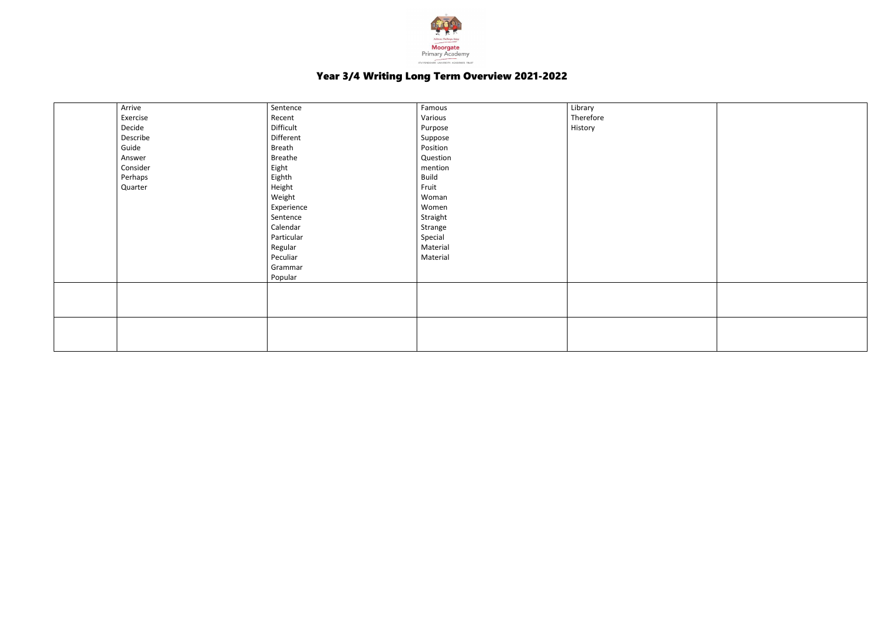# Year 3/4 Writing Long Term Overview 2021-2022

| | | | | | |
|---|---|---|---|---|---|
| | Arrive<br>Exercise<br>Decide<br>Describe<br>Guide<br>Answer<br>Consider<br>Perhaps<br>Quarter | Sentence<br>Recent<br>Difficult<br>Different<br>Breath<br>Breathe<br>Eight<br>Eighth<br>Height<br>Weight<br>Experience<br>Sentence<br>Calendar<br>Particular<br>Regular<br>Peculiar<br>Grammar<br>Popular | Famous<br>Various<br>Purpose<br>Suppose<br>Position<br>Question<br>mention<br>Build<br>Fruit<br>Woman<br>Women<br>Straight<br>Strange<br>Special<br>Material<br>Material | Library<br>Therefore<br>History | |
| | | | | | |
| | | | | | |